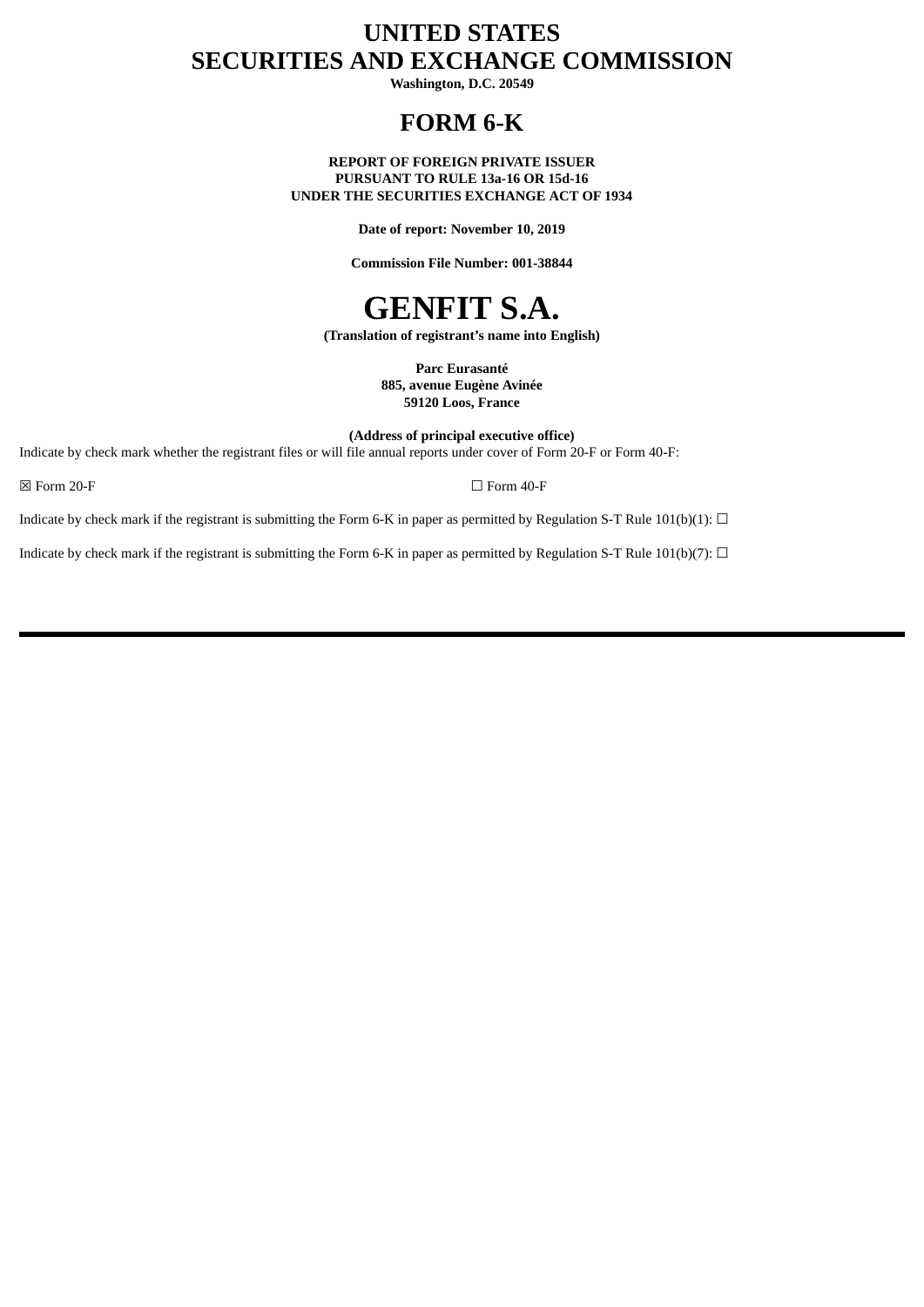# UNITED STATES
# SECURITIES AND EXCHANGE COMMISSION

**Washington, D.C. 20549**

## FORM 6-K

**REPORT OF FOREIGN PRIVATE ISSUER**
**PURSUANT TO RULE 13a-16 OR 15d-16**
**UNDER THE SECURITIES EXCHANGE ACT OF 1934**

**Date of report: November 10, 2019**

**Commission File Number: 001-38844**

# GENFIT S.A.

**(Translation of registrant's name into English)**

**Parc Eurasanté**
**885, avenue Eugène Avinée**
**59120 Loos, France**

**(Address of principal executive office)**

Indicate by check mark whether the registrant files or will file annual reports under cover of Form 20-F or Form 40-F:

☒ Form 20-F ☐ Form 40-F

Indicate by check mark if the registrant is submitting the Form 6-K in paper as permitted by Regulation S-T Rule 101(b)(1): ☐

Indicate by check mark if the registrant is submitting the Form 6-K in paper as permitted by Regulation S-T Rule 101(b)(7): ☐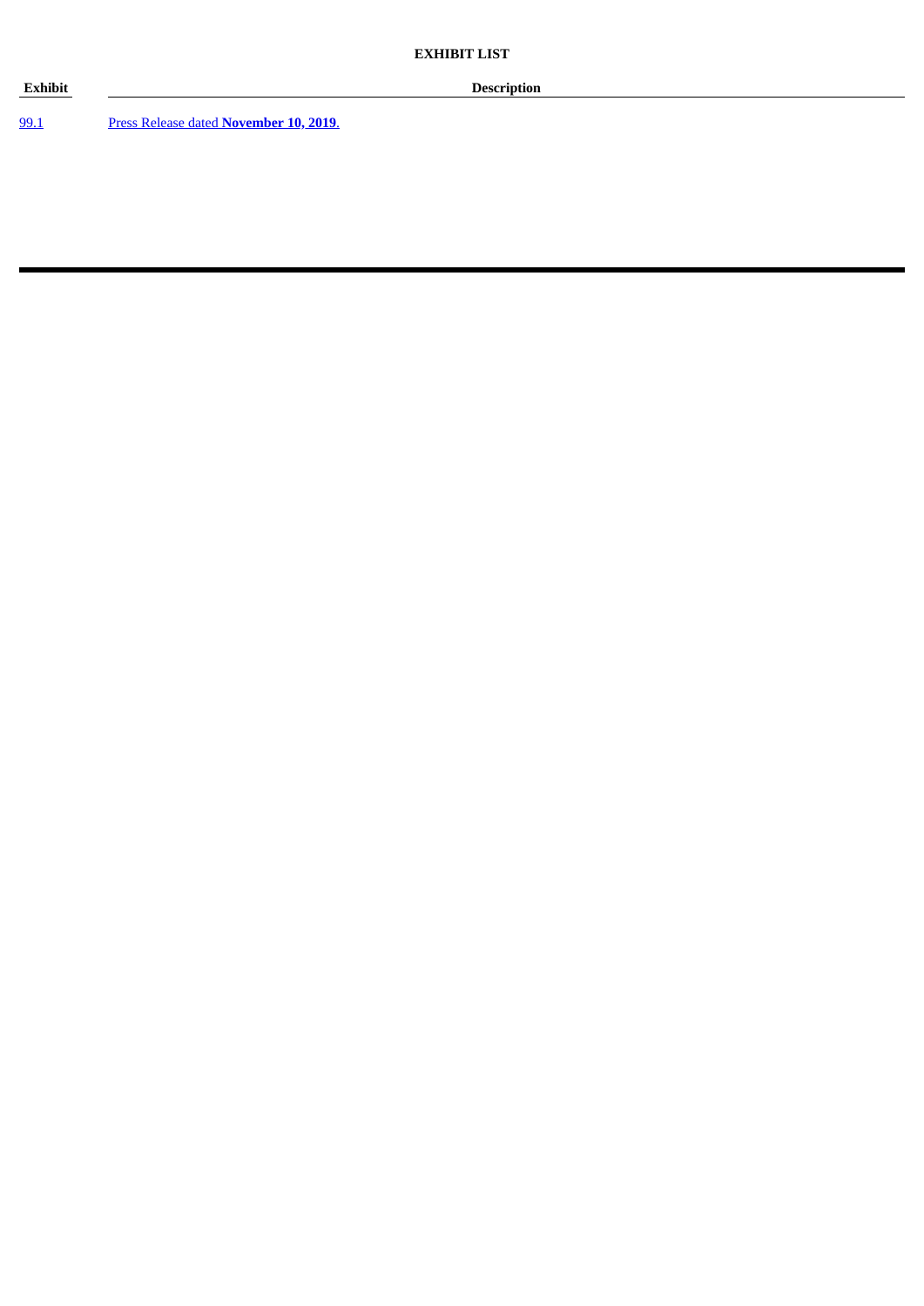**EXHIBIT LIST**

| Exhibit | Description |
| --- | --- |
| 99.1 | Press Release dated **November 10, 2019**. |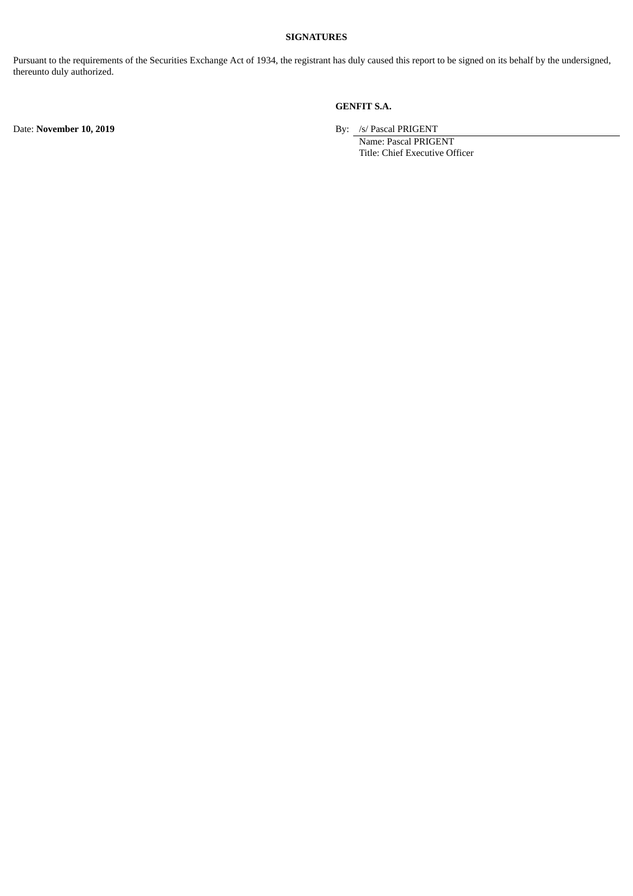**SIGNATURES**

Pursuant to the requirements of the Securities Exchange Act of 1934, the registrant has duly caused this report to be signed on its behalf by the undersigned, thereunto duly authorized.

**GENFIT S.A.**

Date: **November 10, 2019**

By: /s/ Pascal PRIGENT
Name: Pascal PRIGENT
Title: Chief Executive Officer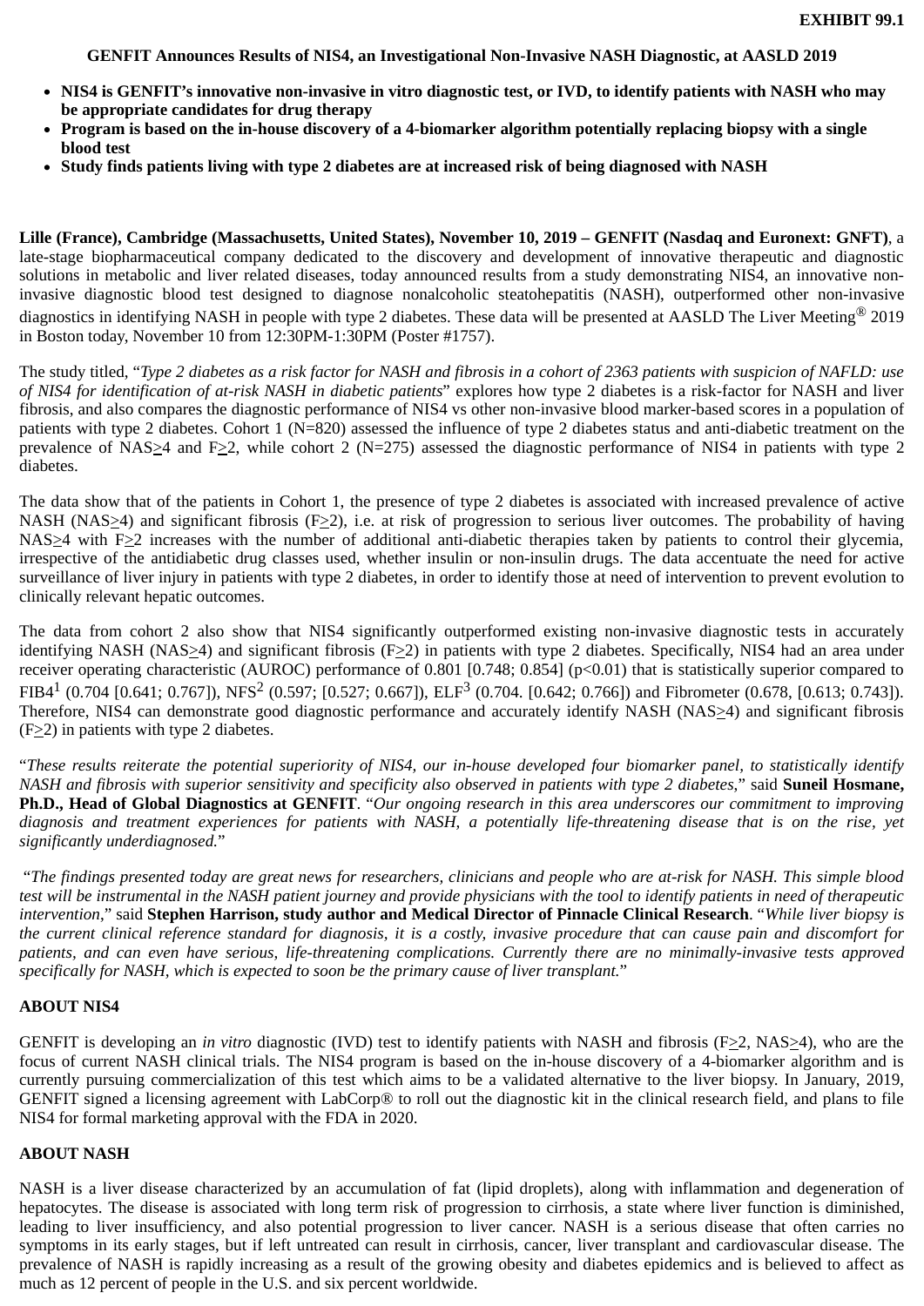**EXHIBIT 99.1**

## GENFIT Announces Results of NIS4, an Investigational Non-Invasive NASH Diagnostic, at AASLD 2019

- **NIS4 is GENFIT's innovative non-invasive in vitro diagnostic test, or IVD, to identify patients with NASH who may be appropriate candidates for drug therapy**
- **Program is based on the in-house discovery of a 4-biomarker algorithm potentially replacing biopsy with a single blood test**
- **Study finds patients living with type 2 diabetes are at increased risk of being diagnosed with NASH**

**Lille (France), Cambridge (Massachusetts, United States), November 10, 2019 – GENFIT (Nasdaq and Euronext: GNFT)**, a late-stage biopharmaceutical company dedicated to the discovery and development of innovative therapeutic and diagnostic solutions in metabolic and liver related diseases, today announced results from a study demonstrating NIS4, an innovative non-invasive diagnostic blood test designed to diagnose nonalcoholic steatohepatitis (NASH), outperformed other non-invasive diagnostics in identifying NASH in people with type 2 diabetes. These data will be presented at AASLD The Liver Meeting® 2019 in Boston today, November 10 from 12:30PM-1:30PM (Poster #1757).

The study titled, "*Type 2 diabetes as a risk factor for NASH and fibrosis in a cohort of 2363 patients with suspicion of NAFLD: use of NIS4 for identification of at-risk NASH in diabetic patients*" explores how type 2 diabetes is a risk-factor for NASH and liver fibrosis, and also compares the diagnostic performance of NIS4 vs other non-invasive blood marker-based scores in a population of patients with type 2 diabetes. Cohort 1 (N=820) assessed the influence of type 2 diabetes status and anti-diabetic treatment on the prevalence of NAS≥4 and F≥2, while cohort 2 (N=275) assessed the diagnostic performance of NIS4 in patients with type 2 diabetes.

The data show that of the patients in Cohort 1, the presence of type 2 diabetes is associated with increased prevalence of active NASH (NAS≥4) and significant fibrosis (F≥2), i.e. at risk of progression to serious liver outcomes. The probability of having NAS≥4 with F≥2 increases with the number of additional anti-diabetic therapies taken by patients to control their glycemia, irrespective of the antidiabetic drug classes used, whether insulin or non-insulin drugs. The data accentuate the need for active surveillance of liver injury in patients with type 2 diabetes, in order to identify those at need of intervention to prevent evolution to clinically relevant hepatic outcomes.

The data from cohort 2 also show that NIS4 significantly outperformed existing non-invasive diagnostic tests in accurately identifying NASH (NAS≥4) and significant fibrosis (F≥2) in patients with type 2 diabetes. Specifically, NIS4 had an area under receiver operating characteristic (AUROC) performance of 0.801 [0.748; 0.854] ($p<0.01$) that is statistically superior compared to FIB4[1] (0.704 [0.641; 0.767]), NFS[2] (0.597; [0.527; 0.667]), ELF[3] (0.704. [0.642; 0.766]) and Fibrometer (0.678, [0.613; 0.743]). Therefore, NIS4 can demonstrate good diagnostic performance and accurately identify NASH (NAS≥4) and significant fibrosis (F≥2) in patients with type 2 diabetes.

"*These results reiterate the potential superiority of NIS4, our in-house developed four biomarker panel, to statistically identify NASH and fibrosis with superior sensitivity and specificity also observed in patients with type 2 diabetes,*" said **Suneil Hosmane, Ph.D., Head of Global Diagnostics at GENFIT**. "*Our ongoing research in this area underscores our commitment to improving diagnosis and treatment experiences for patients with NASH, a potentially life-threatening disease that is on the rise, yet significantly underdiagnosed.*"

"*The findings presented today are great news for researchers, clinicians and people who are at-risk for NASH. This simple blood test will be instrumental in the NASH patient journey and provide physicians with the tool to identify patients in need of therapeutic intervention,*" said **Stephen Harrison, study author and Medical Director of Pinnacle Clinical Research**. "*While liver biopsy is the current clinical reference standard for diagnosis, it is a costly, invasive procedure that can cause pain and discomfort for patients, and can even have serious, life-threatening complications. Currently there are no minimally-invasive tests approved specifically for NASH, which is expected to soon be the primary cause of liver transplant.*"

**ABOUT NIS4**

GENFIT is developing an *in vitro* diagnostic (IVD) test to identify patients with NASH and fibrosis (F≥2, NAS≥4), who are the focus of current NASH clinical trials. The NIS4 program is based on the in-house discovery of a 4-biomarker algorithm and is currently pursuing commercialization of this test which aims to be a validated alternative to the liver biopsy. In January, 2019, GENFIT signed a licensing agreement with LabCorp® to roll out the diagnostic kit in the clinical research field, and plans to file NIS4 for formal marketing approval with the FDA in 2020.

**ABOUT NASH**

NASH is a liver disease characterized by an accumulation of fat (lipid droplets), along with inflammation and degeneration of hepatocytes. The disease is associated with long term risk of progression to cirrhosis, a state where liver function is diminished, leading to liver insufficiency, and also potential progression to liver cancer. NASH is a serious disease that often carries no symptoms in its early stages, but if left untreated can result in cirrhosis, cancer, liver transplant and cardiovascular disease. The prevalence of NASH is rapidly increasing as a result of the growing obesity and diabetes epidemics and is believed to affect as much as 12 percent of people in the U.S. and six percent worldwide.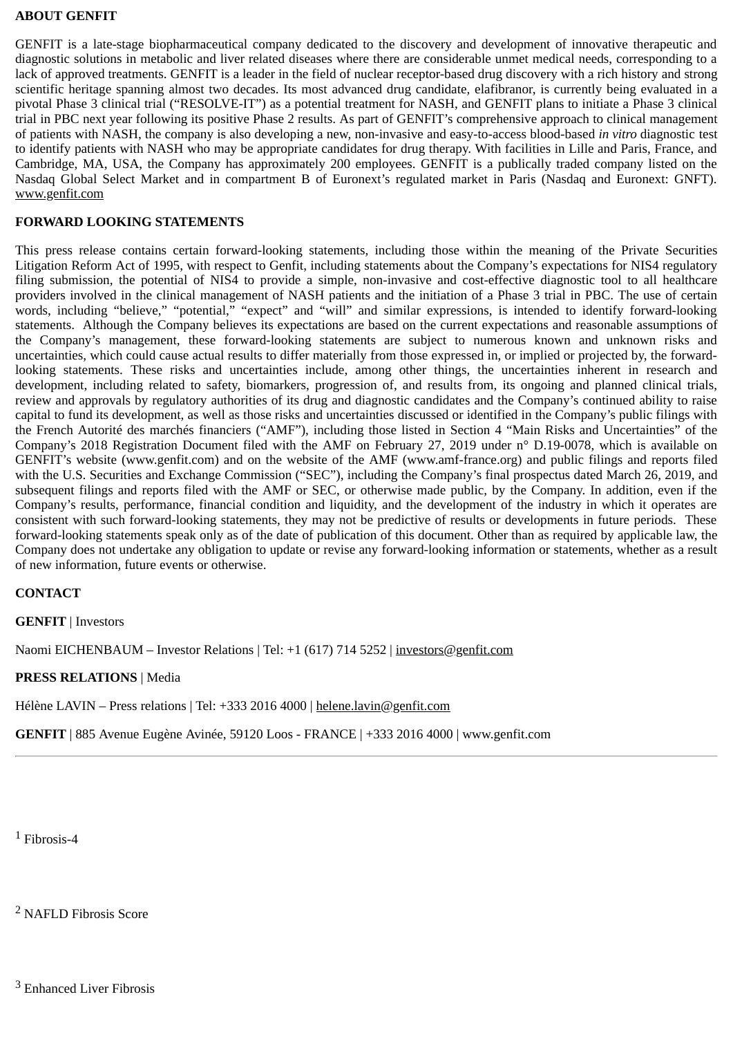**ABOUT GENFIT**

GENFIT is a late-stage biopharmaceutical company dedicated to the discovery and development of innovative therapeutic and diagnostic solutions in metabolic and liver related diseases where there are considerable unmet medical needs, corresponding to a lack of approved treatments. GENFIT is a leader in the field of nuclear receptor-based drug discovery with a rich history and strong scientific heritage spanning almost two decades. Its most advanced drug candidate, elafibranor, is currently being evaluated in a pivotal Phase 3 clinical trial ("RESOLVE-IT") as a potential treatment for NASH, and GENFIT plans to initiate a Phase 3 clinical trial in PBC next year following its positive Phase 2 results. As part of GENFIT's comprehensive approach to clinical management of patients with NASH, the company is also developing a new, non-invasive and easy-to-access blood-based *in vitro* diagnostic test to identify patients with NASH who may be appropriate candidates for drug therapy. With facilities in Lille and Paris, France, and Cambridge, MA, USA, the Company has approximately 200 employees. GENFIT is a publically traded company listed on the Nasdaq Global Select Market and in compartment B of Euronext's regulated market in Paris (Nasdaq and Euronext: GNFT). www.genfit.com

**FORWARD LOOKING STATEMENTS**

This press release contains certain forward-looking statements, including those within the meaning of the Private Securities Litigation Reform Act of 1995, with respect to Genfit, including statements about the Company's expectations for NIS4 regulatory filing submission, the potential of NIS4 to provide a simple, non-invasive and cost-effective diagnostic tool to all healthcare providers involved in the clinical management of NASH patients and the initiation of a Phase 3 trial in PBC. The use of certain words, including "believe," "potential," "expect" and "will" and similar expressions, is intended to identify forward-looking statements. Although the Company believes its expectations are based on the current expectations and reasonable assumptions of the Company's management, these forward-looking statements are subject to numerous known and unknown risks and uncertainties, which could cause actual results to differ materially from those expressed in, or implied or projected by, the forward-looking statements. These risks and uncertainties include, among other things, the uncertainties inherent in research and development, including related to safety, biomarkers, progression of, and results from, its ongoing and planned clinical trials, review and approvals by regulatory authorities of its drug and diagnostic candidates and the Company's continued ability to raise capital to fund its development, as well as those risks and uncertainties discussed or identified in the Company's public filings with the French Autorité des marchés financiers ("AMF"), including those listed in Section 4 "Main Risks and Uncertainties" of the Company's 2018 Registration Document filed with the AMF on February 27, 2019 under n° D.19-0078, which is available on GENFIT's website (www.genfit.com) and on the website of the AMF (www.amf-france.org) and public filings and reports filed with the U.S. Securities and Exchange Commission ("SEC"), including the Company's final prospectus dated March 26, 2019, and subsequent filings and reports filed with the AMF or SEC, or otherwise made public, by the Company. In addition, even if the Company's results, performance, financial condition and liquidity, and the development of the industry in which it operates are consistent with such forward-looking statements, they may not be predictive of results or developments in future periods. These forward-looking statements speak only as of the date of publication of this document. Other than as required by applicable law, the Company does not undertake any obligation to update or revise any forward-looking information or statements, whether as a result of new information, future events or otherwise.

**CONTACT**

**GENFIT** | Investors

Naomi EICHENBAUM – Investor Relations | Tel: +1 (617) 714 5252 | investors@genfit.com

**PRESS RELATIONS** | Media

Hélène LAVIN – Press relations | Tel: +333 2016 4000 | helene.lavin@genfit.com

**GENFIT** | 885 Avenue Eugène Avinée, 59120 Loos - FRANCE | +333 2016 4000 | www.genfit.com

---

[1] Fibrosis-4

[2] NAFLD Fibrosis Score

[3] Enhanced Liver Fibrosis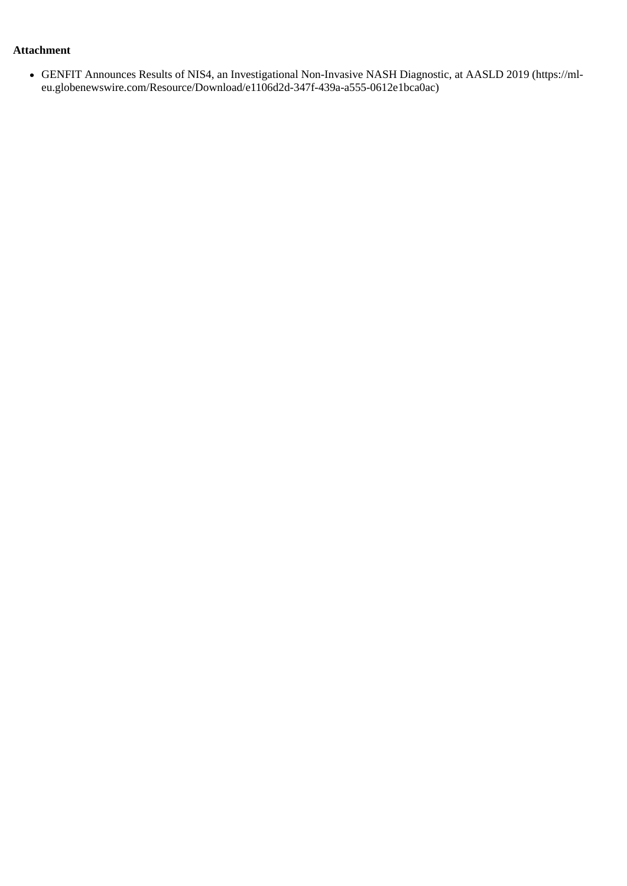**Attachment**

- GENFIT Announces Results of NIS4, an Investigational Non-Invasive NASH Diagnostic, at AASLD 2019 (https://ml-eu.globenewswire.com/Resource/Download/e1106d2d-347f-439a-a555-0612e1bca0ac)